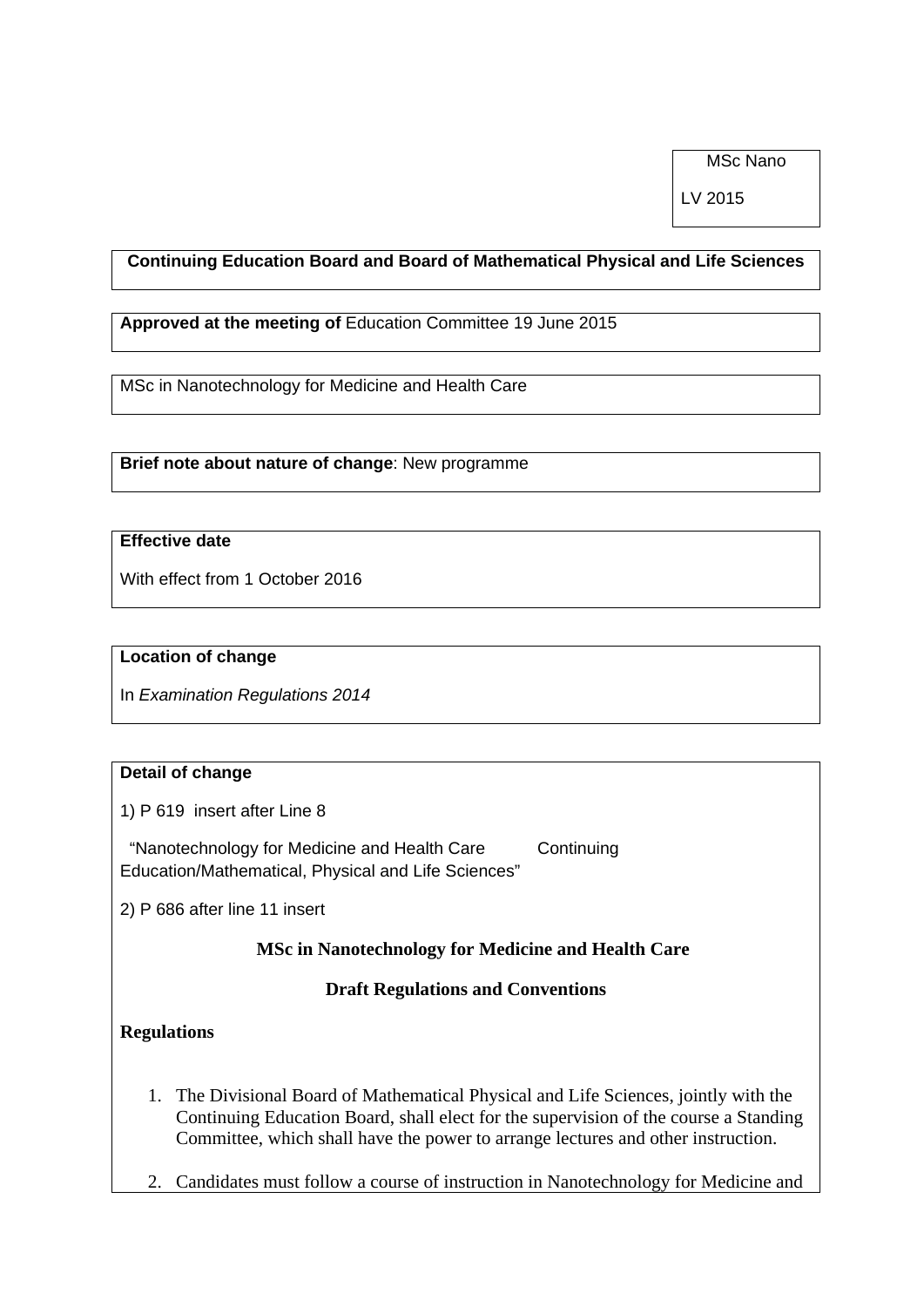MSc Nano

LV 2015

**Continuing Education Board and Board of Mathematical Physical and Life Sciences**

**Approved at the meeting of** Education Committee 19 June 2015

MSc in Nanotechnology for Medicine and Health Care

**Brief note about nature of change**: New programme

**Effective date**

With effect from 1 October 2016

**Location of change**

In *Examination Regulations 2014*

**Detail of change**

1) P 619 insert after Line 8

"Nanotechnology for Medicine and Health Care Continuing Education/Mathematical, Physical and Life Sciences"

2) P 686 after line 11 insert

## MSc in Nanotechnology for Medicine and Health Care

### Draft Regulations and Conventions

**Regulations**

1. The Divisional Board of Mathematical Physical and Life Sciences, jointly with the Continuing Education Board, shall elect for the supervision of the course a Standing Committee, which shall have the power to arrange lectures and other instruction.

2. Candidates must follow a course of instruction in Nanotechnology for Medicine and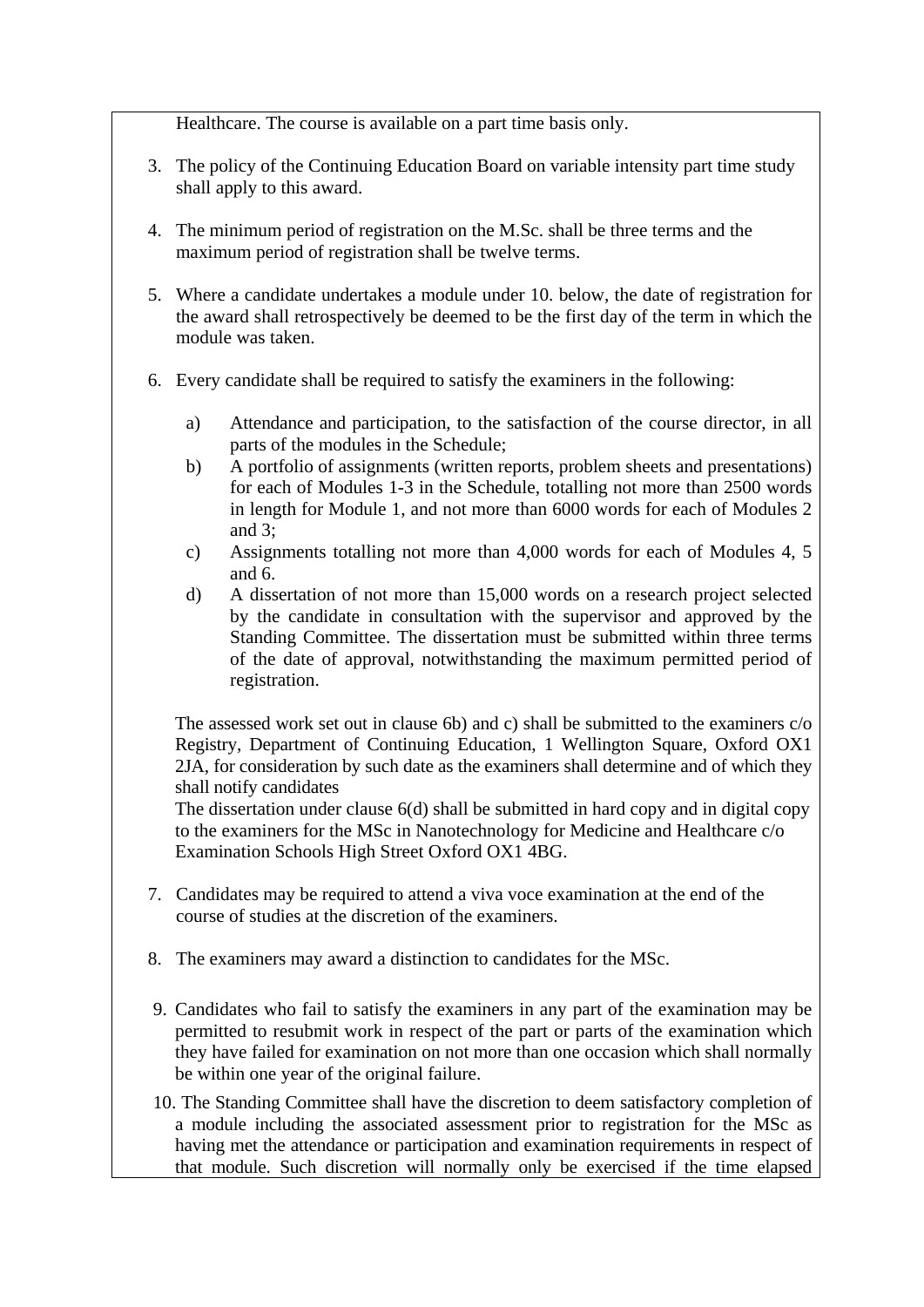Healthcare. The course is available on a part time basis only.

3. The policy of the Continuing Education Board on variable intensity part time study shall apply to this award.

4. The minimum period of registration on the M.Sc. shall be three terms and the maximum period of registration shall be twelve terms.

5. Where a candidate undertakes a module under 10. below, the date of registration for the award shall retrospectively be deemed to be the first day of the term in which the module was taken.

6. Every candidate shall be required to satisfy the examiners in the following:

   a) Attendance and participation, to the satisfaction of the course director, in all parts of the modules in the Schedule;
   b) A portfolio of assignments (written reports, problem sheets and presentations) for each of Modules 1-3 in the Schedule, totalling not more than 2500 words in length for Module 1, and not more than 6000 words for each of Modules 2 and 3;
   c) Assignments totalling not more than 4,000 words for each of Modules 4, 5 and 6.
   d) A dissertation of not more than 15,000 words on a research project selected by the candidate in consultation with the supervisor and approved by the Standing Committee. The dissertation must be submitted within three terms of the date of approval, notwithstanding the maximum permitted period of registration.

   The assessed work set out in clause 6b) and c) shall be submitted to the examiners c/o Registry, Department of Continuing Education, 1 Wellington Square, Oxford OX1 2JA, for consideration by such date as the examiners shall determine and of which they shall notify candidates
   The dissertation under clause 6(d) shall be submitted in hard copy and in digital copy to the examiners for the MSc in Nanotechnology for Medicine and Healthcare c/o Examination Schools High Street Oxford OX1 4BG.

7. Candidates may be required to attend a viva voce examination at the end of the course of studies at the discretion of the examiners.

8. The examiners may award a distinction to candidates for the MSc.

9. Candidates who fail to satisfy the examiners in any part of the examination may be permitted to resubmit work in respect of the part or parts of the examination which they have failed for examination on not more than one occasion which shall normally be within one year of the original failure.

10. The Standing Committee shall have the discretion to deem satisfactory completion of a module including the associated assessment prior to registration for the MSc as having met the attendance or participation and examination requirements in respect of that module. Such discretion will normally only be exercised if the time elapsed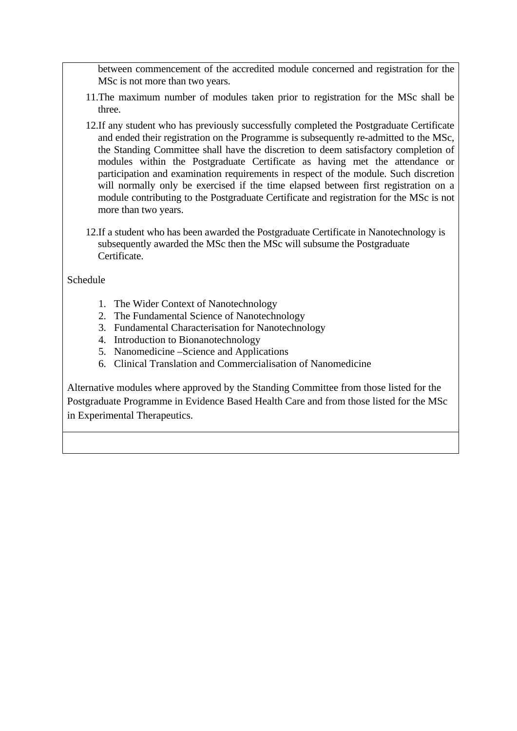between commencement of the accredited module concerned and registration for the MSc is not more than two years.

11. The maximum number of modules taken prior to registration for the MSc shall be three.

12. If any student who has previously successfully completed the Postgraduate Certificate and ended their registration on the Programme is subsequently re-admitted to the MSc, the Standing Committee shall have the discretion to deem satisfactory completion of modules within the Postgraduate Certificate as having met the attendance or participation and examination requirements in respect of the module. Such discretion will normally only be exercised if the time elapsed between first registration on a module contributing to the Postgraduate Certificate and registration for the MSc is not more than two years.

12. If a student who has been awarded the Postgraduate Certificate in Nanotechnology is subsequently awarded the MSc then the MSc will subsume the Postgraduate Certificate.

Schedule

1. The Wider Context of Nanotechnology
2. The Fundamental Science of Nanotechnology
3. Fundamental Characterisation for Nanotechnology
4. Introduction to Bionanotechnology
5. Nanomedicine –Science and Applications
6. Clinical Translation and Commercialisation of Nanomedicine

Alternative modules where approved by the Standing Committee from those listed for the Postgraduate Programme in Evidence Based Health Care and from those listed for the MSc in Experimental Therapeutics.